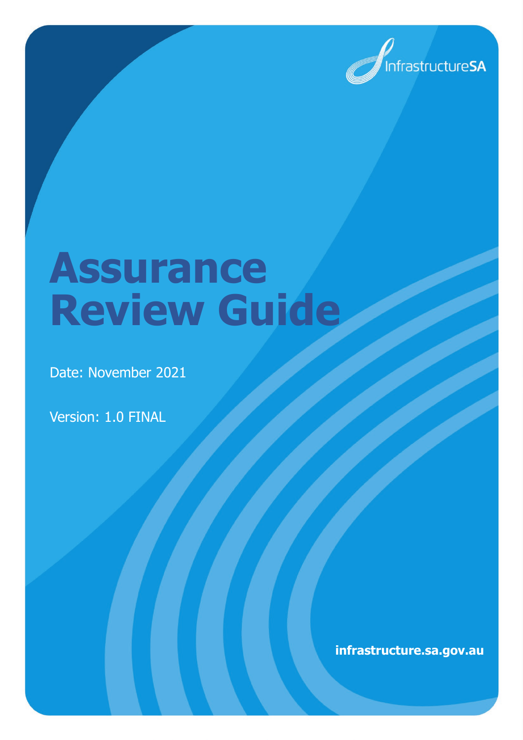InfrastructureSA

# Assurance Review Guide

Date: November 2021

Version: 1.0 FINAL

**infrastructure.sa.gov.au**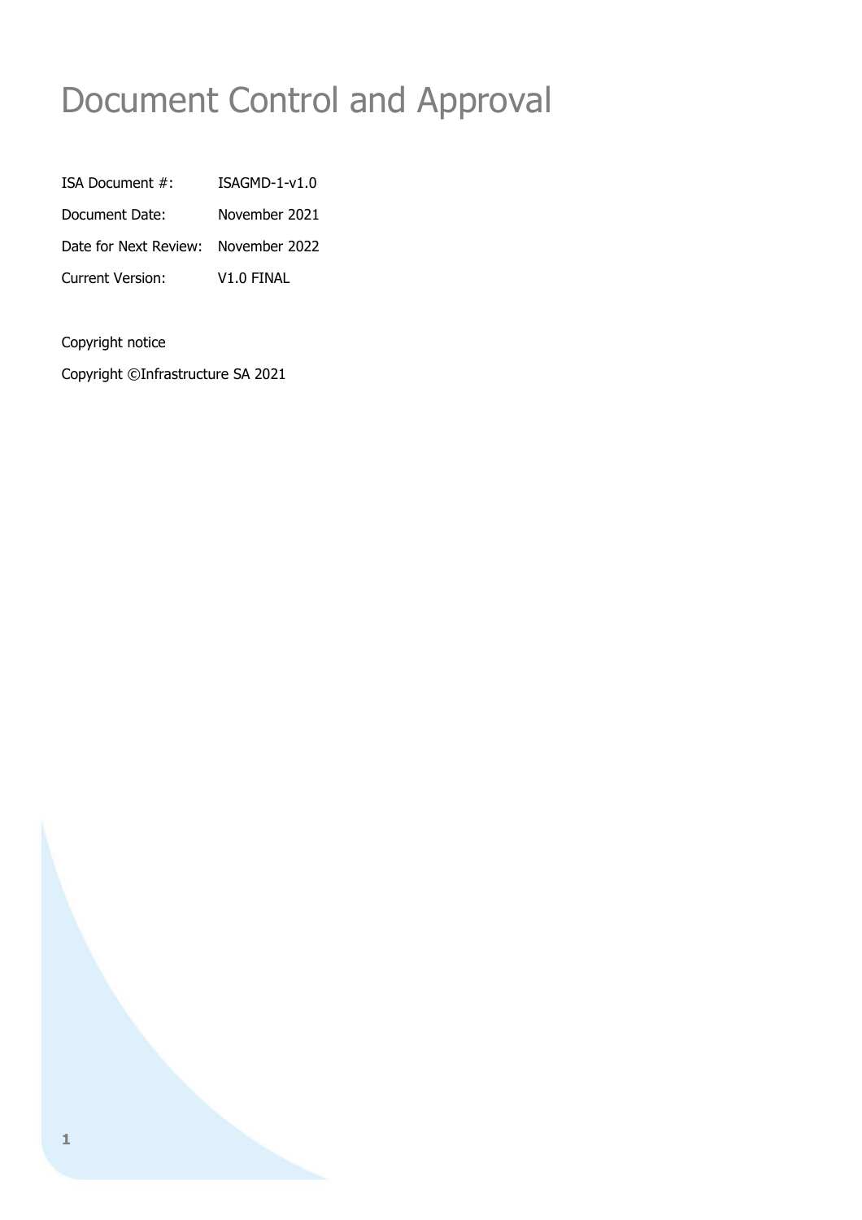# Document Control and Approval

| | |
|---|---|
| ISA Document #: | ISAGMD-1-v1.0 |
| Document Date: | November 2021 |
| Date for Next Review: | November 2022 |
| Current Version: | V1.0 FINAL |

Copyright notice

Copyright ©Infrastructure SA 2021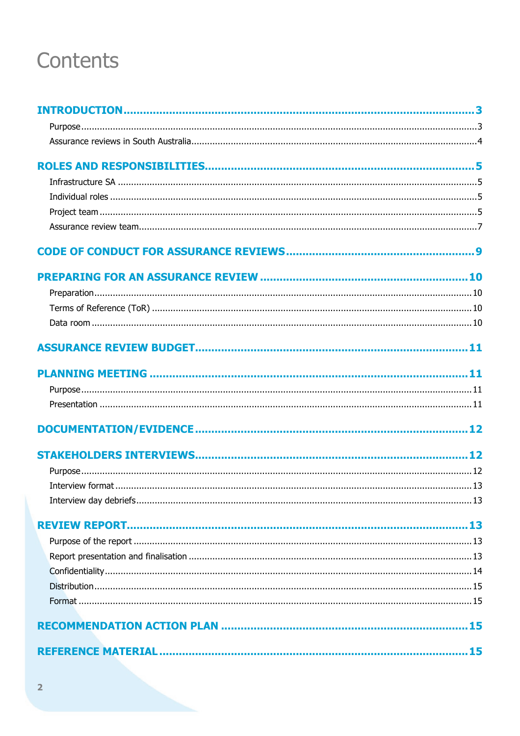# Contents

| | |
|---|---|
| **INTRODUCTION** | **3** |
| Purpose | 3 |
| Assurance reviews in South Australia | 4 |
| **ROLES AND RESPONSIBILITIES** | **5** |
| Infrastructure SA | 5 |
| Individual roles | 5 |
| Project team | 5 |
| Assurance review team | 7 |
| **CODE OF CONDUCT FOR ASSURANCE REVIEWS** | **9** |
| **PREPARING FOR AN ASSURANCE REVIEW** | **10** |
| Preparation | 10 |
| Terms of Reference (ToR) | 10 |
| Data room | 10 |
| **ASSURANCE REVIEW BUDGET** | **11** |
| **PLANNING MEETING** | **11** |
| Purpose | 11 |
| Presentation | 11 |
| **DOCUMENTATION/EVIDENCE** | **12** |
| **STAKEHOLDERS INTERVIEWS** | **12** |
| Purpose | 12 |
| Interview format | 13 |
| Interview day debriefs | 13 |
| **REVIEW REPORT** | **13** |
| Purpose of the report | 13 |
| Report presentation and finalisation | 13 |
| Confidentiality | 14 |
| Distribution | 15 |
| Format | 15 |
| **RECOMMENDATION ACTION PLAN** | **15** |
| **REFERENCE MATERIAL** | **15** |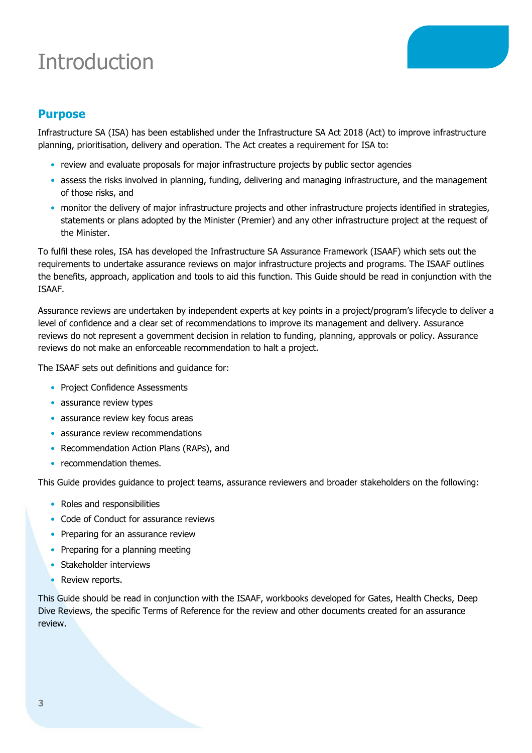# Introduction

## Purpose

Infrastructure SA (ISA) has been established under the Infrastructure SA Act 2018 (Act) to improve infrastructure planning, prioritisation, delivery and operation. The Act creates a requirement for ISA to:

- review and evaluate proposals for major infrastructure projects by public sector agencies
- assess the risks involved in planning, funding, delivering and managing infrastructure, and the management of those risks, and
- monitor the delivery of major infrastructure projects and other infrastructure projects identified in strategies, statements or plans adopted by the Minister (Premier) and any other infrastructure project at the request of the Minister.

To fulfil these roles, ISA has developed the Infrastructure SA Assurance Framework (ISAAF) which sets out the requirements to undertake assurance reviews on major infrastructure projects and programs. The ISAAF outlines the benefits, approach, application and tools to aid this function. This Guide should be read in conjunction with the ISAAF.

Assurance reviews are undertaken by independent experts at key points in a project/program's lifecycle to deliver a level of confidence and a clear set of recommendations to improve its management and delivery. Assurance reviews do not represent a government decision in relation to funding, planning, approvals or policy. Assurance reviews do not make an enforceable recommendation to halt a project.

The ISAAF sets out definitions and guidance for:

- Project Confidence Assessments
- assurance review types
- assurance review key focus areas
- assurance review recommendations
- Recommendation Action Plans (RAPs), and
- recommendation themes.

This Guide provides guidance to project teams, assurance reviewers and broader stakeholders on the following:

- Roles and responsibilities
- Code of Conduct for assurance reviews
- Preparing for an assurance review
- Preparing for a planning meeting
- Stakeholder interviews
- Review reports.

This Guide should be read in conjunction with the ISAAF, workbooks developed for Gates, Health Checks, Deep Dive Reviews, the specific Terms of Reference for the review and other documents created for an assurance review.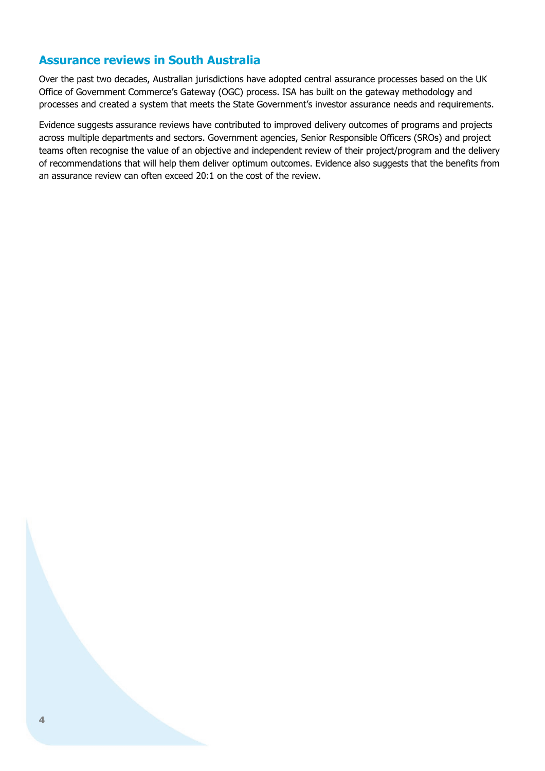## Assurance reviews in South Australia

Over the past two decades, Australian jurisdictions have adopted central assurance processes based on the UK Office of Government Commerce's Gateway (OGC) process. ISA has built on the gateway methodology and processes and created a system that meets the State Government's investor assurance needs and requirements.

Evidence suggests assurance reviews have contributed to improved delivery outcomes of programs and projects across multiple departments and sectors. Government agencies, Senior Responsible Officers (SROs) and project teams often recognise the value of an objective and independent review of their project/program and the delivery of recommendations that will help them deliver optimum outcomes. Evidence also suggests that the benefits from an assurance review can often exceed 20:1 on the cost of the review.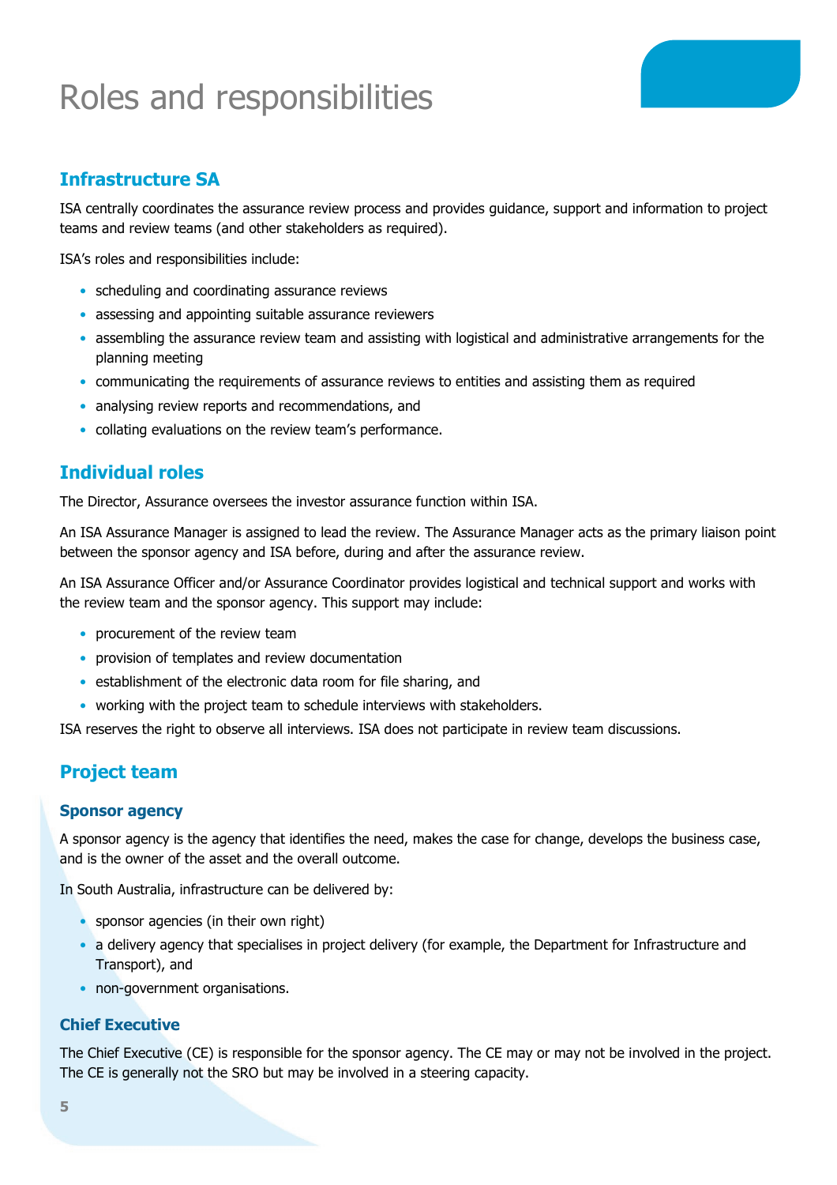# Roles and responsibilities

## Infrastructure SA

ISA centrally coordinates the assurance review process and provides guidance, support and information to project teams and review teams (and other stakeholders as required).

ISA's roles and responsibilities include:

- scheduling and coordinating assurance reviews
- assessing and appointing suitable assurance reviewers
- assembling the assurance review team and assisting with logistical and administrative arrangements for the planning meeting
- communicating the requirements of assurance reviews to entities and assisting them as required
- analysing review reports and recommendations, and
- collating evaluations on the review team's performance.

## Individual roles

The Director, Assurance oversees the investor assurance function within ISA.

An ISA Assurance Manager is assigned to lead the review. The Assurance Manager acts as the primary liaison point between the sponsor agency and ISA before, during and after the assurance review.

An ISA Assurance Officer and/or Assurance Coordinator provides logistical and technical support and works with the review team and the sponsor agency. This support may include:

- procurement of the review team
- provision of templates and review documentation
- establishment of the electronic data room for file sharing, and
- working with the project team to schedule interviews with stakeholders.

ISA reserves the right to observe all interviews. ISA does not participate in review team discussions.

## Project team

### Sponsor agency

A sponsor agency is the agency that identifies the need, makes the case for change, develops the business case, and is the owner of the asset and the overall outcome.

In South Australia, infrastructure can be delivered by:

- sponsor agencies (in their own right)
- a delivery agency that specialises in project delivery (for example, the Department for Infrastructure and Transport), and
- non-government organisations.

### Chief Executive

The Chief Executive (CE) is responsible for the sponsor agency. The CE may or may not be involved in the project. The CE is generally not the SRO but may be involved in a steering capacity.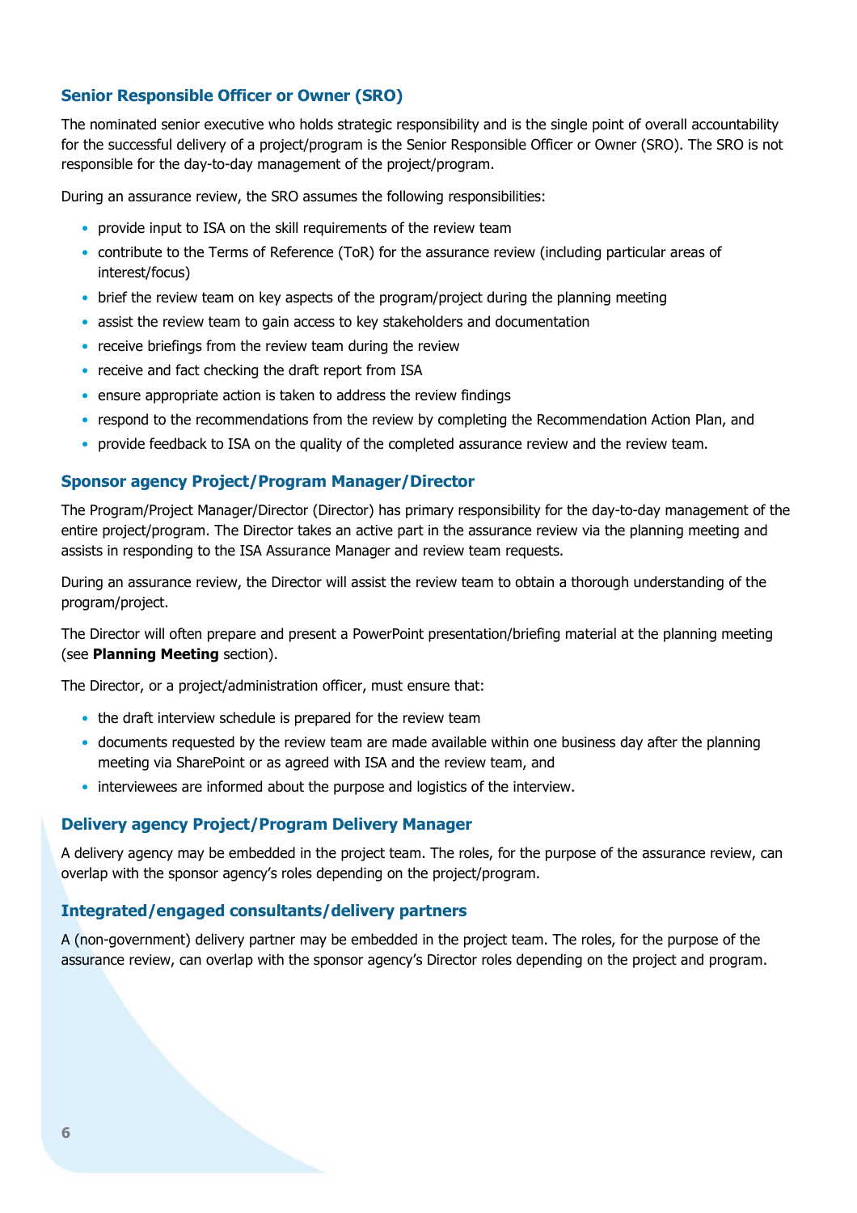## Senior Responsible Officer or Owner (SRO)

The nominated senior executive who holds strategic responsibility and is the single point of overall accountability for the successful delivery of a project/program is the Senior Responsible Officer or Owner (SRO). The SRO is not responsible for the day-to-day management of the project/program.

During an assurance review, the SRO assumes the following responsibilities:

- provide input to ISA on the skill requirements of the review team
- contribute to the Terms of Reference (ToR) for the assurance review (including particular areas of interest/focus)
- brief the review team on key aspects of the program/project during the planning meeting
- assist the review team to gain access to key stakeholders and documentation
- receive briefings from the review team during the review
- receive and fact checking the draft report from ISA
- ensure appropriate action is taken to address the review findings
- respond to the recommendations from the review by completing the Recommendation Action Plan, and
- provide feedback to ISA on the quality of the completed assurance review and the review team.

## Sponsor agency Project/Program Manager/Director

The Program/Project Manager/Director (Director) has primary responsibility for the day-to-day management of the entire project/program. The Director takes an active part in the assurance review via the planning meeting and assists in responding to the ISA Assurance Manager and review team requests.

During an assurance review, the Director will assist the review team to obtain a thorough understanding of the program/project.

The Director will often prepare and present a PowerPoint presentation/briefing material at the planning meeting (see **Planning Meeting** section).

The Director, or a project/administration officer, must ensure that:

- the draft interview schedule is prepared for the review team
- documents requested by the review team are made available within one business day after the planning meeting via SharePoint or as agreed with ISA and the review team, and
- interviewees are informed about the purpose and logistics of the interview.

## Delivery agency Project/Program Delivery Manager

A delivery agency may be embedded in the project team. The roles, for the purpose of the assurance review, can overlap with the sponsor agency's roles depending on the project/program.

## Integrated/engaged consultants/delivery partners

A (non-government) delivery partner may be embedded in the project team. The roles, for the purpose of the assurance review, can overlap with the sponsor agency's Director roles depending on the project and program.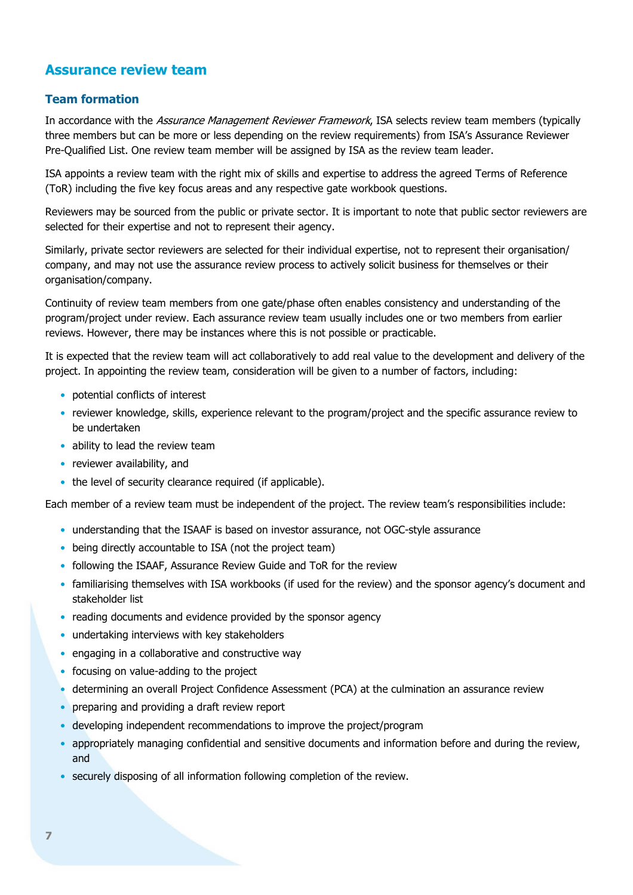## Assurance review team

### Team formation

In accordance with the *Assurance Management Reviewer Framework*, ISA selects review team members (typically three members but can be more or less depending on the review requirements) from ISA's Assurance Reviewer Pre-Qualified List. One review team member will be assigned by ISA as the review team leader.

ISA appoints a review team with the right mix of skills and expertise to address the agreed Terms of Reference (ToR) including the five key focus areas and any respective gate workbook questions.

Reviewers may be sourced from the public or private sector. It is important to note that public sector reviewers are selected for their expertise and not to represent their agency.

Similarly, private sector reviewers are selected for their individual expertise, not to represent their organisation/ company, and may not use the assurance review process to actively solicit business for themselves or their organisation/company.

Continuity of review team members from one gate/phase often enables consistency and understanding of the program/project under review. Each assurance review team usually includes one or two members from earlier reviews. However, there may be instances where this is not possible or practicable.

It is expected that the review team will act collaboratively to add real value to the development and delivery of the project. In appointing the review team, consideration will be given to a number of factors, including:

- potential conflicts of interest
- reviewer knowledge, skills, experience relevant to the program/project and the specific assurance review to be undertaken
- ability to lead the review team
- reviewer availability, and
- the level of security clearance required (if applicable).

Each member of a review team must be independent of the project. The review team's responsibilities include:

- understanding that the ISAAF is based on investor assurance, not OGC-style assurance
- being directly accountable to ISA (not the project team)
- following the ISAAF, Assurance Review Guide and ToR for the review
- familiarising themselves with ISA workbooks (if used for the review) and the sponsor agency's document and stakeholder list
- reading documents and evidence provided by the sponsor agency
- undertaking interviews with key stakeholders
- engaging in a collaborative and constructive way
- focusing on value-adding to the project
- determining an overall Project Confidence Assessment (PCA) at the culmination an assurance review
- preparing and providing a draft review report
- developing independent recommendations to improve the project/program
- appropriately managing confidential and sensitive documents and information before and during the review, and
- securely disposing of all information following completion of the review.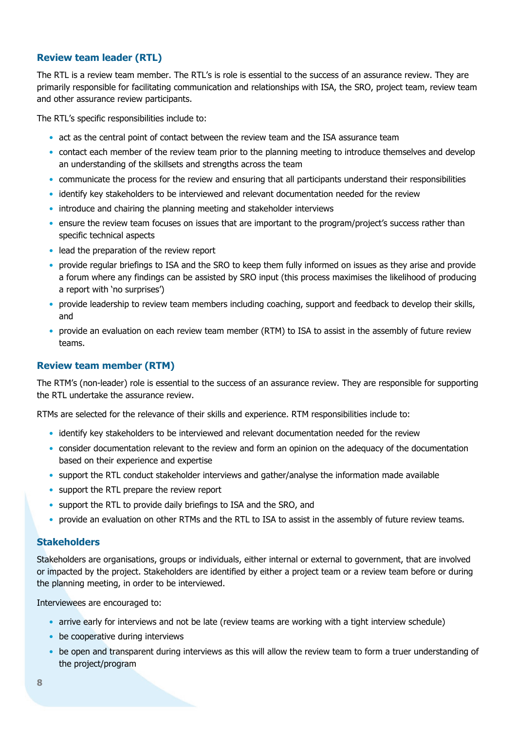## Review team leader (RTL)

The RTL is a review team member. The RTL's is role is essential to the success of an assurance review. They are primarily responsible for facilitating communication and relationships with ISA, the SRO, project team, review team and other assurance review participants.

The RTL's specific responsibilities include to:

- act as the central point of contact between the review team and the ISA assurance team
- contact each member of the review team prior to the planning meeting to introduce themselves and develop an understanding of the skillsets and strengths across the team
- communicate the process for the review and ensuring that all participants understand their responsibilities
- identify key stakeholders to be interviewed and relevant documentation needed for the review
- introduce and chairing the planning meeting and stakeholder interviews
- ensure the review team focuses on issues that are important to the program/project's success rather than specific technical aspects
- lead the preparation of the review report
- provide regular briefings to ISA and the SRO to keep them fully informed on issues as they arise and provide a forum where any findings can be assisted by SRO input (this process maximises the likelihood of producing a report with 'no surprises')
- provide leadership to review team members including coaching, support and feedback to develop their skills, and
- provide an evaluation on each review team member (RTM) to ISA to assist in the assembly of future review teams.

## Review team member (RTM)

The RTM's (non-leader) role is essential to the success of an assurance review. They are responsible for supporting the RTL undertake the assurance review.

RTMs are selected for the relevance of their skills and experience. RTM responsibilities include to:

- identify key stakeholders to be interviewed and relevant documentation needed for the review
- consider documentation relevant to the review and form an opinion on the adequacy of the documentation based on their experience and expertise
- support the RTL conduct stakeholder interviews and gather/analyse the information made available
- support the RTL prepare the review report
- support the RTL to provide daily briefings to ISA and the SRO, and
- provide an evaluation on other RTMs and the RTL to ISA to assist in the assembly of future review teams.

## Stakeholders

Stakeholders are organisations, groups or individuals, either internal or external to government, that are involved or impacted by the project. Stakeholders are identified by either a project team or a review team before or during the planning meeting, in order to be interviewed.

Interviewees are encouraged to:

- arrive early for interviews and not be late (review teams are working with a tight interview schedule)
- be cooperative during interviews
- be open and transparent during interviews as this will allow the review team to form a truer understanding of the project/program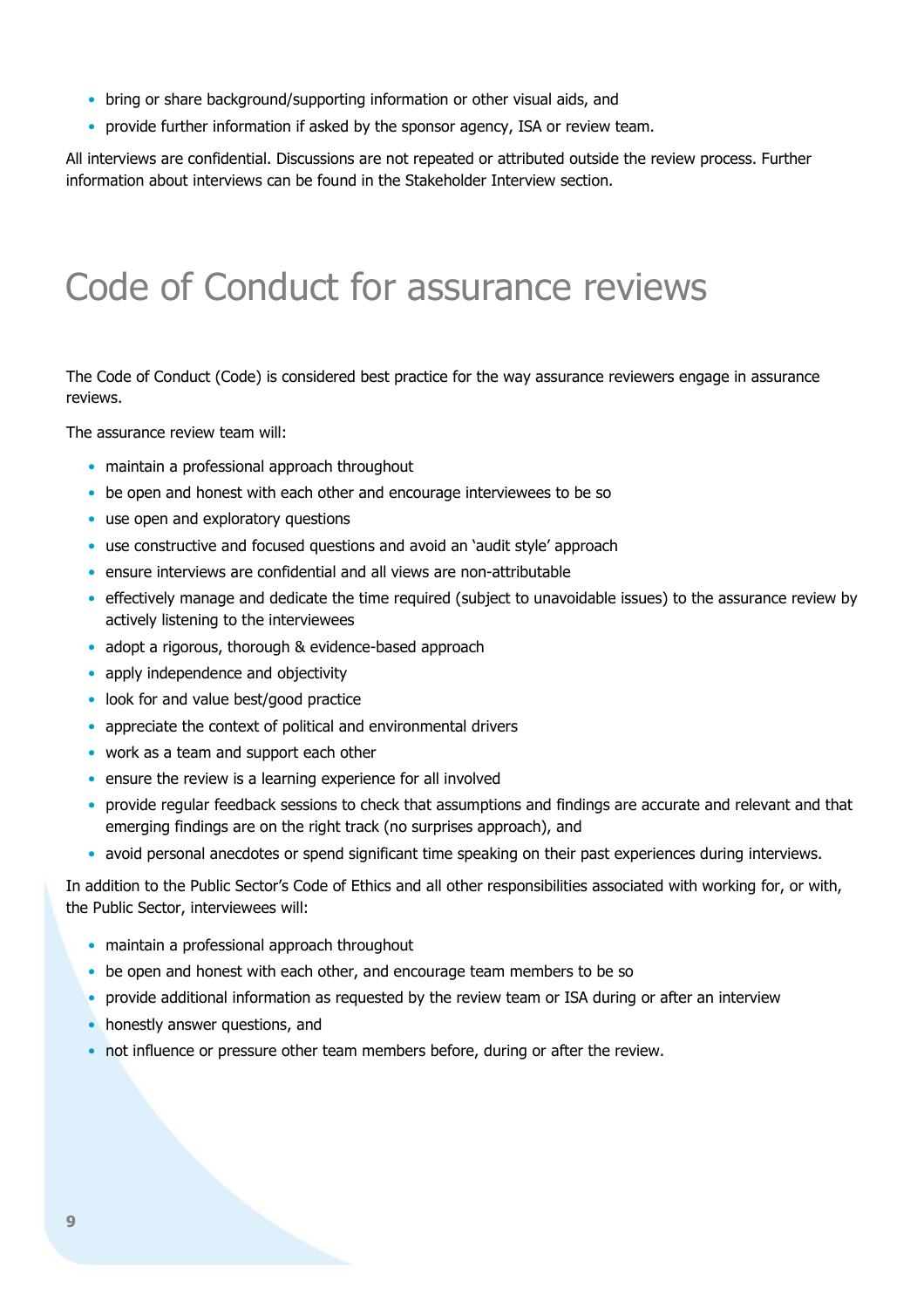- bring or share background/supporting information or other visual aids, and
- provide further information if asked by the sponsor agency, ISA or review team.

All interviews are confidential. Discussions are not repeated or attributed outside the review process. Further information about interviews can be found in the Stakeholder Interview section.

# Code of Conduct for assurance reviews

The Code of Conduct (Code) is considered best practice for the way assurance reviewers engage in assurance reviews.

The assurance review team will:

- maintain a professional approach throughout
- be open and honest with each other and encourage interviewees to be so
- use open and exploratory questions
- use constructive and focused questions and avoid an 'audit style' approach
- ensure interviews are confidential and all views are non-attributable
- effectively manage and dedicate the time required (subject to unavoidable issues) to the assurance review by actively listening to the interviewees
- adopt a rigorous, thorough & evidence-based approach
- apply independence and objectivity
- look for and value best/good practice
- appreciate the context of political and environmental drivers
- work as a team and support each other
- ensure the review is a learning experience for all involved
- provide regular feedback sessions to check that assumptions and findings are accurate and relevant and that emerging findings are on the right track (no surprises approach), and
- avoid personal anecdotes or spend significant time speaking on their past experiences during interviews.

In addition to the Public Sector's Code of Ethics and all other responsibilities associated with working for, or with, the Public Sector, interviewees will:

- maintain a professional approach throughout
- be open and honest with each other, and encourage team members to be so
- provide additional information as requested by the review team or ISA during or after an interview
- honestly answer questions, and
- not influence or pressure other team members before, during or after the review.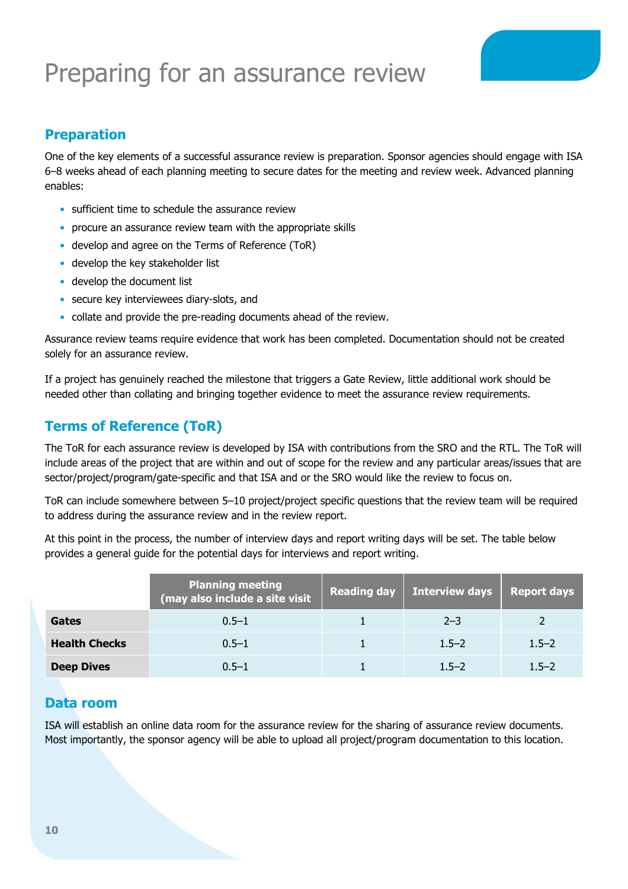# Preparing for an assurance review

## Preparation

One of the key elements of a successful assurance review is preparation. Sponsor agencies should engage with ISA 6–8 weeks ahead of each planning meeting to secure dates for the meeting and review week. Advanced planning enables:

- sufficient time to schedule the assurance review
- procure an assurance review team with the appropriate skills
- develop and agree on the Terms of Reference (ToR)
- develop the key stakeholder list
- develop the document list
- secure key interviewees diary-slots, and
- collate and provide the pre-reading documents ahead of the review.

Assurance review teams require evidence that work has been completed. Documentation should not be created solely for an assurance review.

If a project has genuinely reached the milestone that triggers a Gate Review, little additional work should be needed other than collating and bringing together evidence to meet the assurance review requirements.

## Terms of Reference (ToR)

The ToR for each assurance review is developed by ISA with contributions from the SRO and the RTL. The ToR will include areas of the project that are within and out of scope for the review and any particular areas/issues that are sector/project/program/gate-specific and that ISA and or the SRO would like the review to focus on.

ToR can include somewhere between 5–10 project/project specific questions that the review team will be required to address during the assurance review and in the review report.

At this point in the process, the number of interview days and report writing days will be set. The table below provides a general guide for the potential days for interviews and report writing.

| | Planning meeting (may also include a site visit | Reading day | Interview days | Report days |
|---|---|---|---|---|
| **Gates** | 0.5–1 | 1 | 2–3 | 2 |
| **Health Checks** | 0.5–1 | 1 | 1.5–2 | 1.5–2 |
| **Deep Dives** | 0.5–1 | 1 | 1.5–2 | 1.5–2 |

## Data room

ISA will establish an online data room for the assurance review for the sharing of assurance review documents. Most importantly, the sponsor agency will be able to upload all project/program documentation to this location.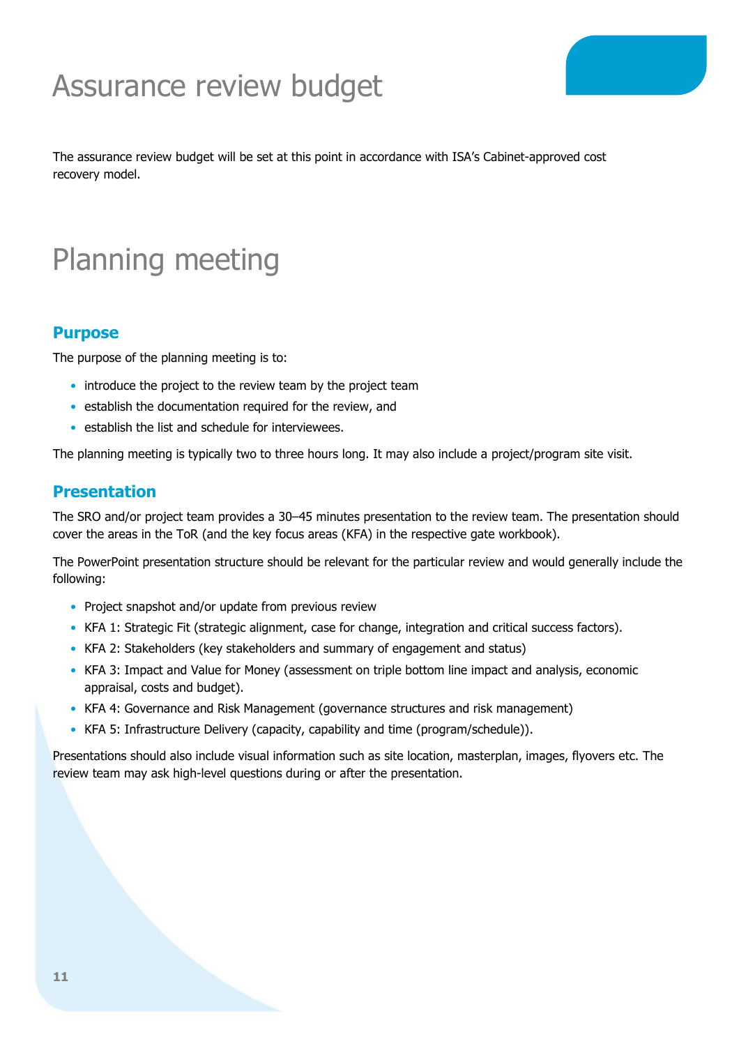# Assurance review budget

The assurance review budget will be set at this point in accordance with ISA's Cabinet-approved cost recovery model.

# Planning meeting

## Purpose

The purpose of the planning meeting is to:

- introduce the project to the review team by the project team
- establish the documentation required for the review, and
- establish the list and schedule for interviewees.

The planning meeting is typically two to three hours long. It may also include a project/program site visit.

## Presentation

The SRO and/or project team provides a 30–45 minutes presentation to the review team. The presentation should cover the areas in the ToR (and the key focus areas (KFA) in the respective gate workbook).

The PowerPoint presentation structure should be relevant for the particular review and would generally include the following:

- Project snapshot and/or update from previous review
- KFA 1: Strategic Fit (strategic alignment, case for change, integration and critical success factors).
- KFA 2: Stakeholders (key stakeholders and summary of engagement and status)
- KFA 3: Impact and Value for Money (assessment on triple bottom line impact and analysis, economic appraisal, costs and budget).
- KFA 4: Governance and Risk Management (governance structures and risk management)
- KFA 5: Infrastructure Delivery (capacity, capability and time (program/schedule)).

Presentations should also include visual information such as site location, masterplan, images, flyovers etc. The review team may ask high-level questions during or after the presentation.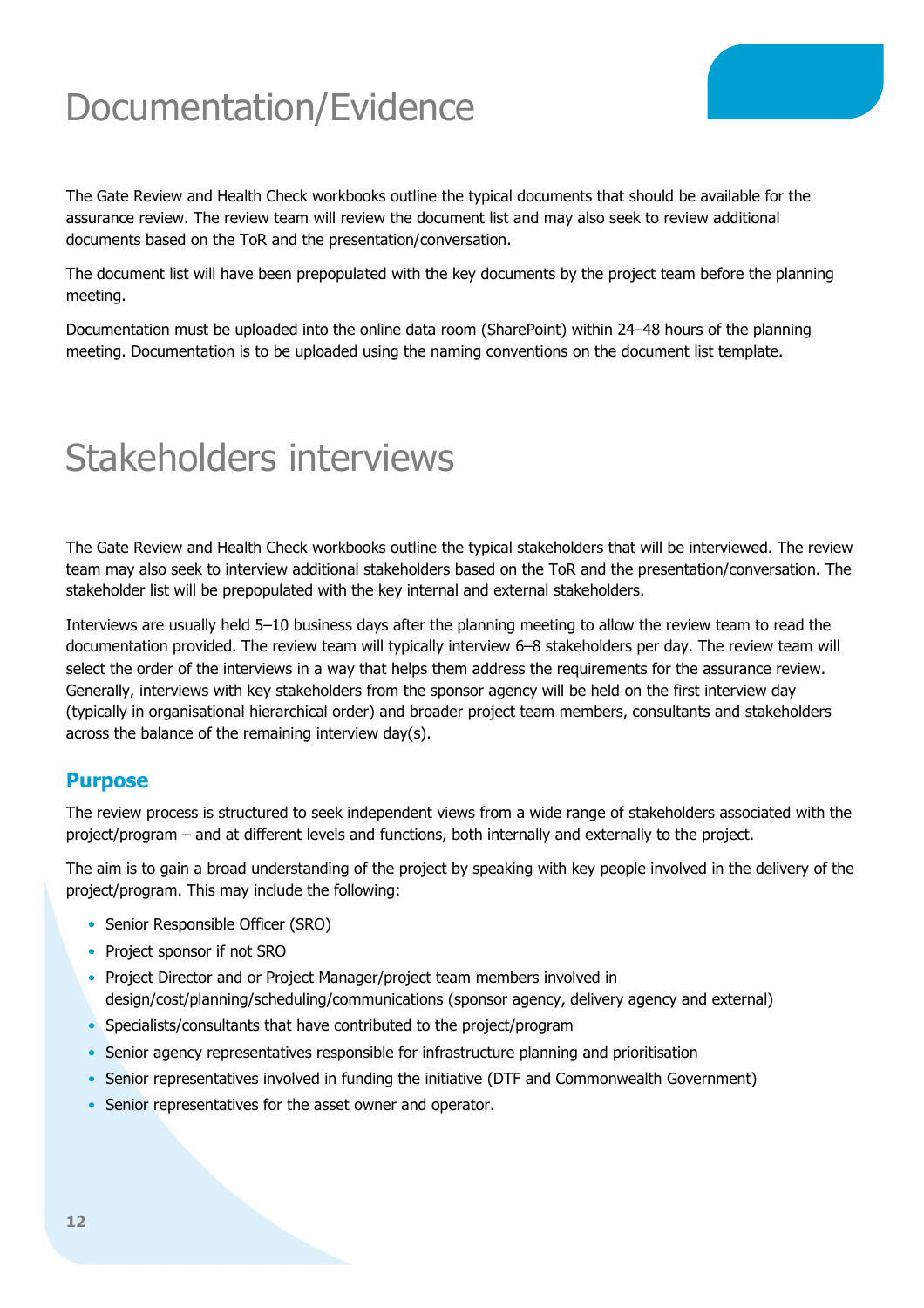# Documentation/Evidence

The Gate Review and Health Check workbooks outline the typical documents that should be available for the assurance review. The review team will review the document list and may also seek to review additional documents based on the ToR and the presentation/conversation.

The document list will have been prepopulated with the key documents by the project team before the planning meeting.

Documentation must be uploaded into the online data room (SharePoint) within 24–48 hours of the planning meeting. Documentation is to be uploaded using the naming conventions on the document list template.

# Stakeholders interviews

The Gate Review and Health Check workbooks outline the typical stakeholders that will be interviewed. The review team may also seek to interview additional stakeholders based on the ToR and the presentation/conversation. The stakeholder list will be prepopulated with the key internal and external stakeholders.

Interviews are usually held 5–10 business days after the planning meeting to allow the review team to read the documentation provided. The review team will typically interview 6–8 stakeholders per day. The review team will select the order of the interviews in a way that helps them address the requirements for the assurance review. Generally, interviews with key stakeholders from the sponsor agency will be held on the first interview day (typically in organisational hierarchical order) and broader project team members, consultants and stakeholders across the balance of the remaining interview day(s).

## Purpose

The review process is structured to seek independent views from a wide range of stakeholders associated with the project/program – and at different levels and functions, both internally and externally to the project.

The aim is to gain a broad understanding of the project by speaking with key people involved in the delivery of the project/program. This may include the following:

- Senior Responsible Officer (SRO)
- Project sponsor if not SRO
- Project Director and or Project Manager/project team members involved in design/cost/planning/scheduling/communications (sponsor agency, delivery agency and external)
- Specialists/consultants that have contributed to the project/program
- Senior agency representatives responsible for infrastructure planning and prioritisation
- Senior representatives involved in funding the initiative (DTF and Commonwealth Government)
- Senior representatives for the asset owner and operator.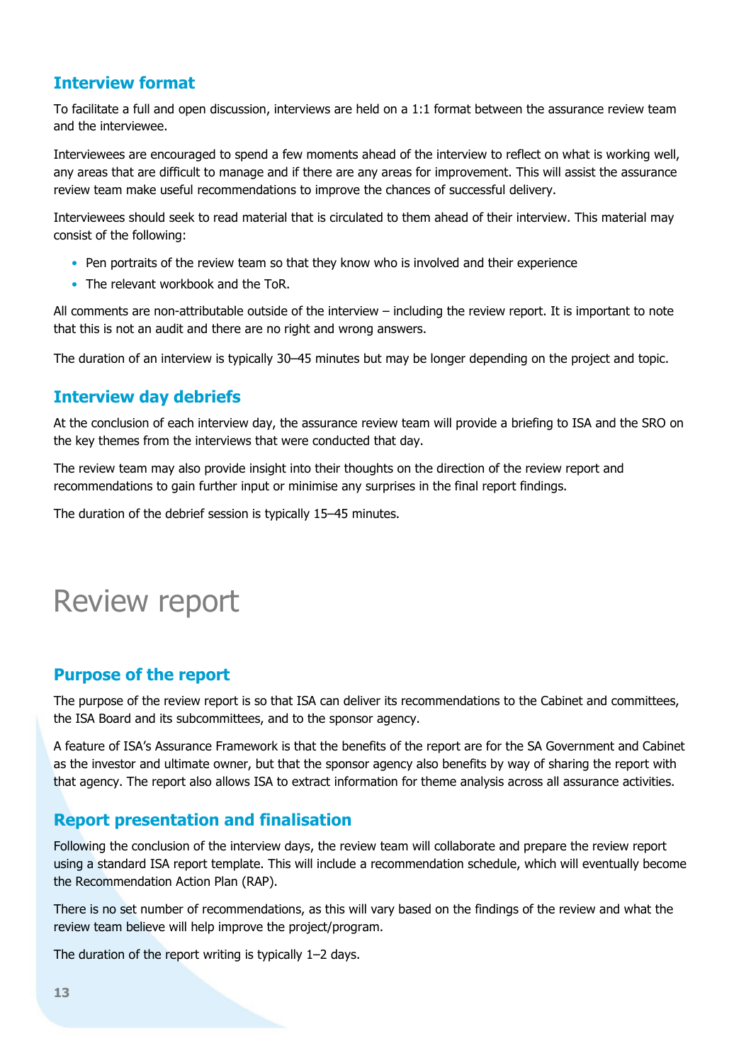## Interview format

To facilitate a full and open discussion, interviews are held on a 1:1 format between the assurance review team and the interviewee.

Interviewees are encouraged to spend a few moments ahead of the interview to reflect on what is working well, any areas that are difficult to manage and if there are any areas for improvement. This will assist the assurance review team make useful recommendations to improve the chances of successful delivery.

Interviewees should seek to read material that is circulated to them ahead of their interview. This material may consist of the following:

- Pen portraits of the review team so that they know who is involved and their experience
- The relevant workbook and the ToR.

All comments are non-attributable outside of the interview – including the review report. It is important to note that this is not an audit and there are no right and wrong answers.

The duration of an interview is typically 30–45 minutes but may be longer depending on the project and topic.

## Interview day debriefs

At the conclusion of each interview day, the assurance review team will provide a briefing to ISA and the SRO on the key themes from the interviews that were conducted that day.

The review team may also provide insight into their thoughts on the direction of the review report and recommendations to gain further input or minimise any surprises in the final report findings.

The duration of the debrief session is typically 15–45 minutes.

# Review report

## Purpose of the report

The purpose of the review report is so that ISA can deliver its recommendations to the Cabinet and committees, the ISA Board and its subcommittees, and to the sponsor agency.

A feature of ISA's Assurance Framework is that the benefits of the report are for the SA Government and Cabinet as the investor and ultimate owner, but that the sponsor agency also benefits by way of sharing the report with that agency. The report also allows ISA to extract information for theme analysis across all assurance activities.

## Report presentation and finalisation

Following the conclusion of the interview days, the review team will collaborate and prepare the review report using a standard ISA report template. This will include a recommendation schedule, which will eventually become the Recommendation Action Plan (RAP).

There is no set number of recommendations, as this will vary based on the findings of the review and what the review team believe will help improve the project/program.

The duration of the report writing is typically 1–2 days.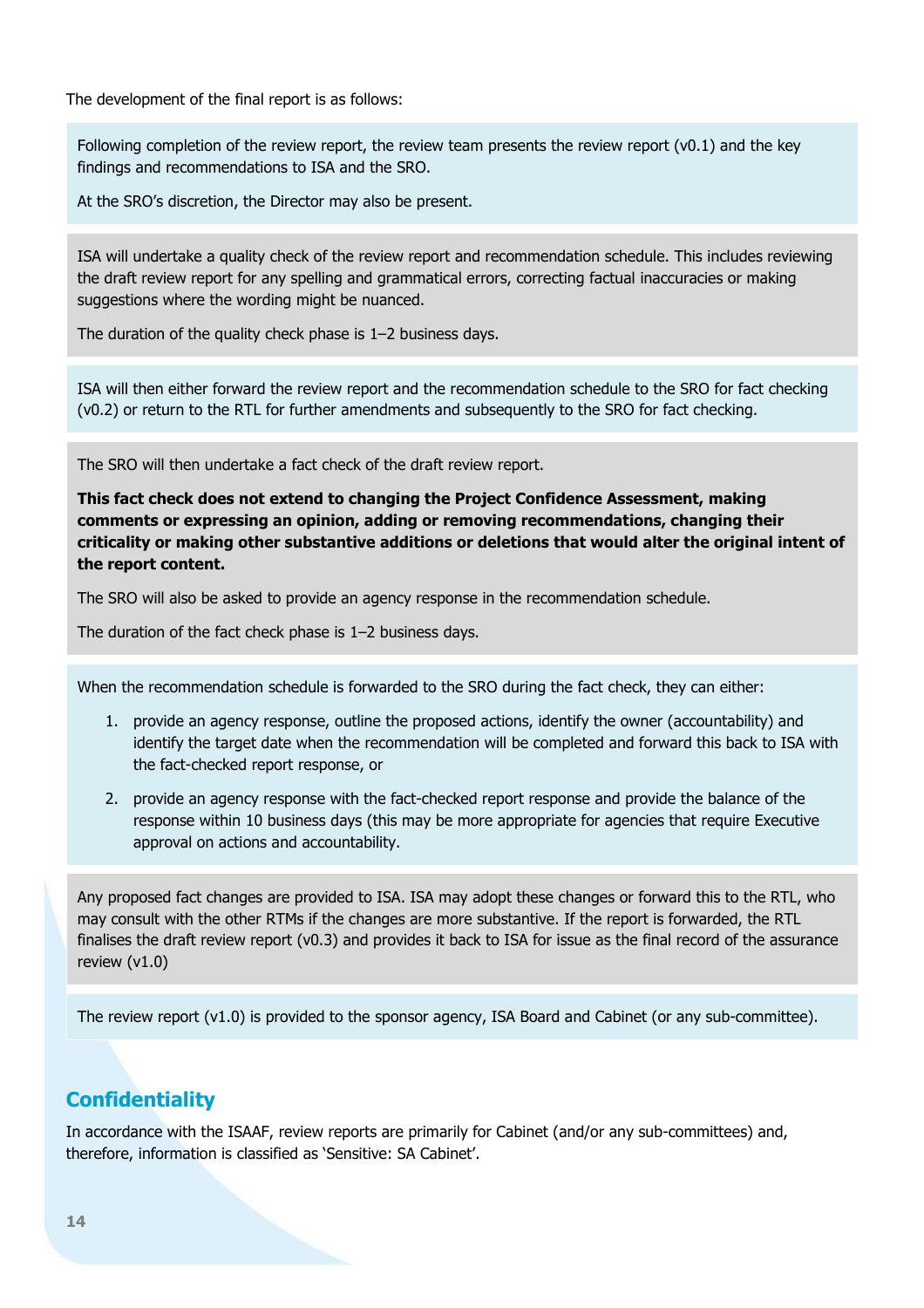The development of the final report is as follows:

Following completion of the review report, the review team presents the review report (v0.1) and the key findings and recommendations to ISA and the SRO.

At the SRO's discretion, the Director may also be present.

ISA will undertake a quality check of the review report and recommendation schedule. This includes reviewing the draft review report for any spelling and grammatical errors, correcting factual inaccuracies or making suggestions where the wording might be nuanced.

The duration of the quality check phase is 1–2 business days.

ISA will then either forward the review report and the recommendation schedule to the SRO for fact checking (v0.2) or return to the RTL for further amendments and subsequently to the SRO for fact checking.

The SRO will then undertake a fact check of the draft review report.

**This fact check does not extend to changing the Project Confidence Assessment, making comments or expressing an opinion, adding or removing recommendations, changing their criticality or making other substantive additions or deletions that would alter the original intent of the report content.**

The SRO will also be asked to provide an agency response in the recommendation schedule.

The duration of the fact check phase is 1–2 business days.

When the recommendation schedule is forwarded to the SRO during the fact check, they can either:

1. provide an agency response, outline the proposed actions, identify the owner (accountability) and identify the target date when the recommendation will be completed and forward this back to ISA with the fact-checked report response, or
2. provide an agency response with the fact-checked report response and provide the balance of the response within 10 business days (this may be more appropriate for agencies that require Executive approval on actions and accountability.

Any proposed fact changes are provided to ISA. ISA may adopt these changes or forward this to the RTL, who may consult with the other RTMs if the changes are more substantive. If the report is forwarded, the RTL finalises the draft review report (v0.3) and provides it back to ISA for issue as the final record of the assurance review (v1.0)

The review report (v1.0) is provided to the sponsor agency, ISA Board and Cabinet (or any sub-committee).

## Confidentiality

In accordance with the ISAAF, review reports are primarily for Cabinet (and/or any sub-committees) and, therefore, information is classified as 'Sensitive: SA Cabinet'.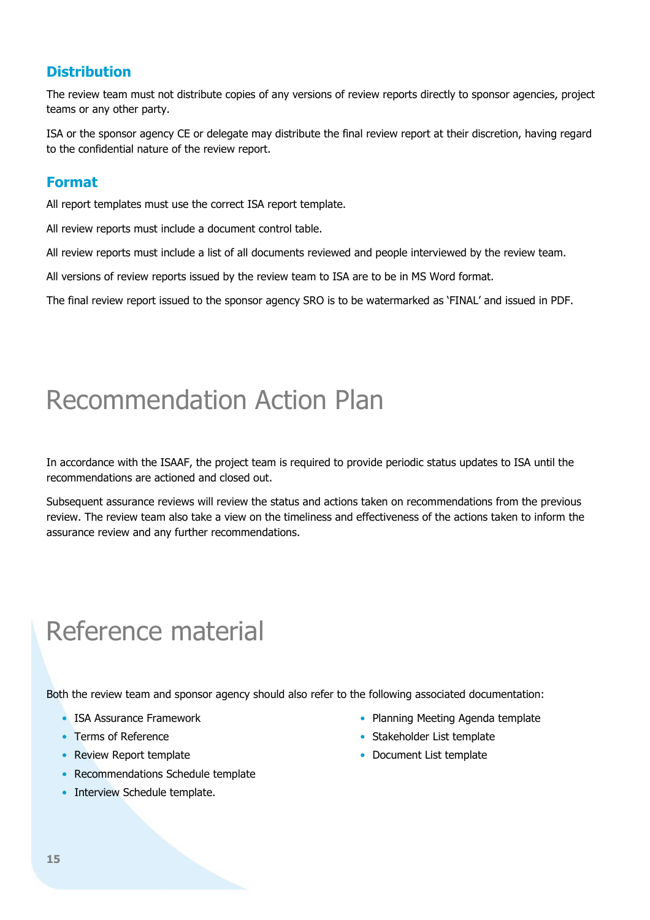## Distribution

The review team must not distribute copies of any versions of review reports directly to sponsor agencies, project teams or any other party.

ISA or the sponsor agency CE or delegate may distribute the final review report at their discretion, having regard to the confidential nature of the review report.

## Format

All report templates must use the correct ISA report template.

All review reports must include a document control table.

All review reports must include a list of all documents reviewed and people interviewed by the review team.

All versions of review reports issued by the review team to ISA are to be in MS Word format.

The final review report issued to the sponsor agency SRO is to be watermarked as 'FINAL' and issued in PDF.

# Recommendation Action Plan

In accordance with the ISAAF, the project team is required to provide periodic status updates to ISA until the recommendations are actioned and closed out.

Subsequent assurance reviews will review the status and actions taken on recommendations from the previous review. The review team also take a view on the timeliness and effectiveness of the actions taken to inform the assurance review and any further recommendations.

# Reference material

Both the review team and sponsor agency should also refer to the following associated documentation:

- ISA Assurance Framework
- Terms of Reference
- Review Report template
- Recommendations Schedule template
- Interview Schedule template.
- Planning Meeting Agenda template
- Stakeholder List template
- Document List template